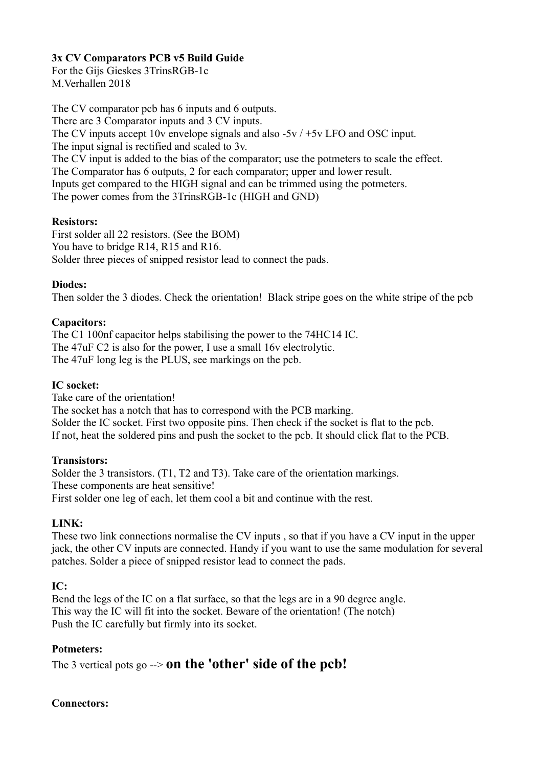**3x CV Comparators PCB v5 Build Guide**
For the Gijs Gieskes 3TrinsRGB-1c
M.Verhallen 2018

The CV comparator pcb has 6 inputs and 6 outputs.
There are 3 Comparator inputs and 3 CV inputs.
The CV inputs accept 10v envelope signals and also -5v / +5v LFO and OSC input.
The input signal is rectified and scaled to 3v.
The CV input is added to the bias of the comparator; use the potmeters to scale the effect.
The Comparator has 6 outputs, 2 for each comparator; upper and lower result.
Inputs get compared to the HIGH signal and can be trimmed using the potmeters.
The power comes from the 3TrinsRGB-1c (HIGH and GND)

**Resistors:**
First solder all 22 resistors. (See the BOM)
You have to bridge R14, R15 and R16.
Solder three pieces of snipped resistor lead to connect the pads.

**Diodes:**
Then solder the 3 diodes. Check the orientation!  Black stripe goes on the white stripe of the pcb

**Capacitors:**
The C1 100nf capacitor helps stabilising the power to the 74HC14 IC.
The 47uF C2 is also for the power, I use a small 16v electrolytic.
The 47uF long leg is the PLUS, see markings on the pcb.

**IC socket:**
Take care of the orientation!
The socket has a notch that has to correspond with the PCB marking.
Solder the IC socket. First two opposite pins. Then check if the socket is flat to the pcb.
If not, heat the soldered pins and push the socket to the pcb. It should click flat to the PCB.

**Transistors:**
Solder the 3 transistors. (T1, T2 and T3). Take care of the orientation markings.
These components are heat sensitive!
First solder one leg of each, let them cool a bit and continue with the rest.

**LINK:**
These two link connections normalise the CV inputs , so that if you have a CV input in the upper jack, the other CV inputs are connected. Handy if you want to use the same modulation for several patches. Solder a piece of snipped resistor lead to connect the pads.

**IC:**
Bend the legs of the IC on a flat surface, so that the legs are in a 90 degree angle.
This way the IC will fit into the socket. Beware of the orientation! (The notch)
Push the IC carefully but firmly into its socket.

**Potmeters:**
The 3 vertical pots go --> **on the 'other' side of the pcb!**

**Connectors:**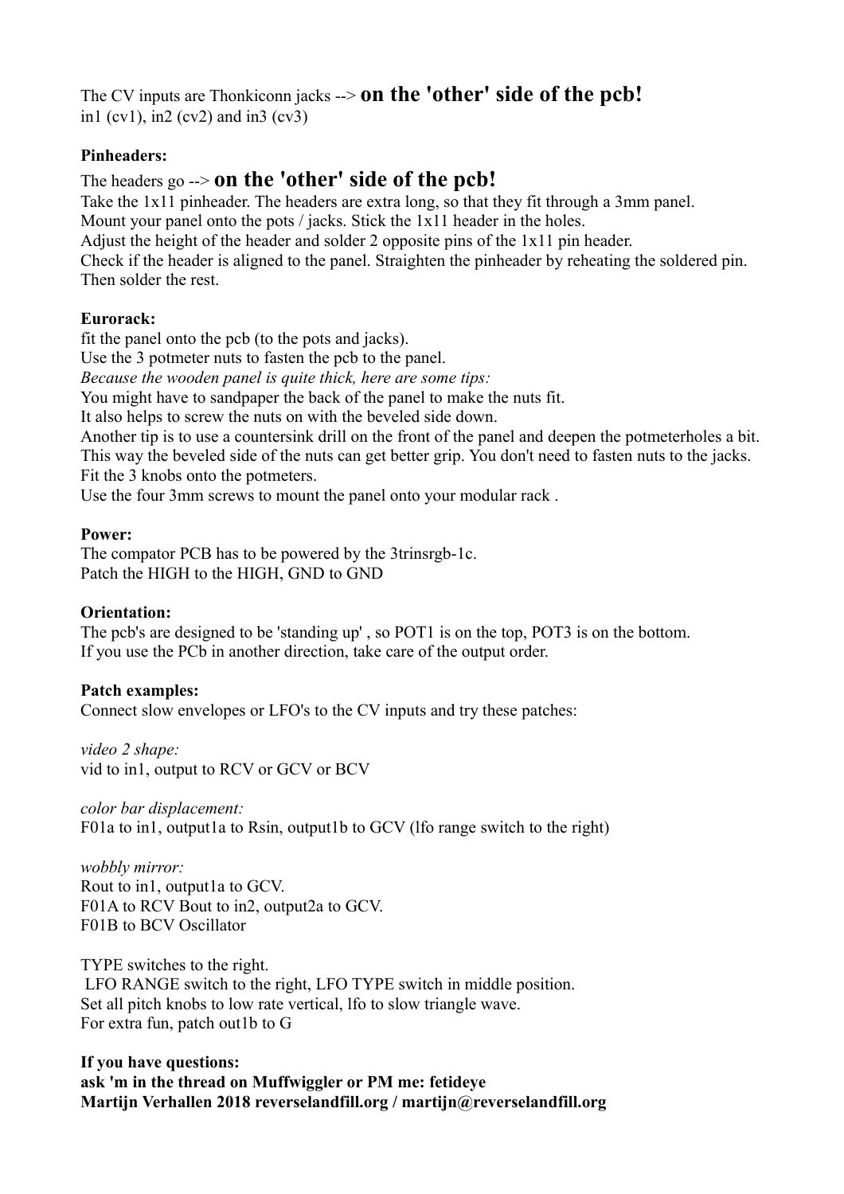The CV inputs are Thonkiconn jacks --> **on the 'other' side of the pcb!**
in1 (cv1), in2 (cv2) and in3 (cv3)

**Pinheaders:**

The headers go --> **on the 'other' side of the pcb!**
Take the 1x11 pinheader. The headers are extra long, so that they fit through a 3mm panel.
Mount your panel onto the pots / jacks. Stick the 1x11 header in the holes.
Adjust the height of the header and solder 2 opposite pins of the 1x11 pin header.
Check if the header is aligned to the panel. Straighten the pinheader by reheating the soldered pin.
Then solder the rest.

**Eurorack:**

fit the panel onto the pcb (to the pots and jacks).
Use the 3 potmeter nuts to fasten the pcb to the panel.
*Because the wooden panel is quite thick, here are some tips:*
You might have to sandpaper the back of the panel to make the nuts fit.
It also helps to screw the nuts on with the beveled side down.
Another tip is to use a countersink drill on the front of the panel and deepen the potmeterholes a bit.
This way the beveled side of the nuts can get better grip. You don't need to fasten nuts to the jacks.
Fit the 3 knobs onto the potmeters.
Use the four 3mm screws to mount the panel onto your modular rack .

**Power:**

The compator PCB has to be powered by the 3trinsrgb-1c.
Patch the HIGH to the HIGH, GND to GND

**Orientation:**

The pcb's are designed to be 'standing up' , so POT1 is on the top, POT3 is on the bottom.
If you use the PCb in another direction, take care of the output order.

**Patch examples:**

Connect slow envelopes or LFO's to the CV inputs and try these patches:

*video 2 shape:*
vid to in1, output to RCV or GCV or BCV

*color bar displacement:*
F01a to in1, output1a to Rsin, output1b to GCV (lfo range switch to the right)

*wobbly mirror:*
Rout to in1, output1a to GCV.
F01A to RCV Bout to in2, output2a to GCV.
F01B to BCV Oscillator

TYPE switches to the right.
LFO RANGE switch to the right, LFO TYPE switch in middle position.
Set all pitch knobs to low rate vertical, lfo to slow triangle wave.
For extra fun, patch out1b to G

**If you have questions:**
**ask 'm in the thread on Muffwiggler or PM me: fetideye**
**Martijn Verhallen 2018 reverselandfill.org / martijn@reverselandfill.org**